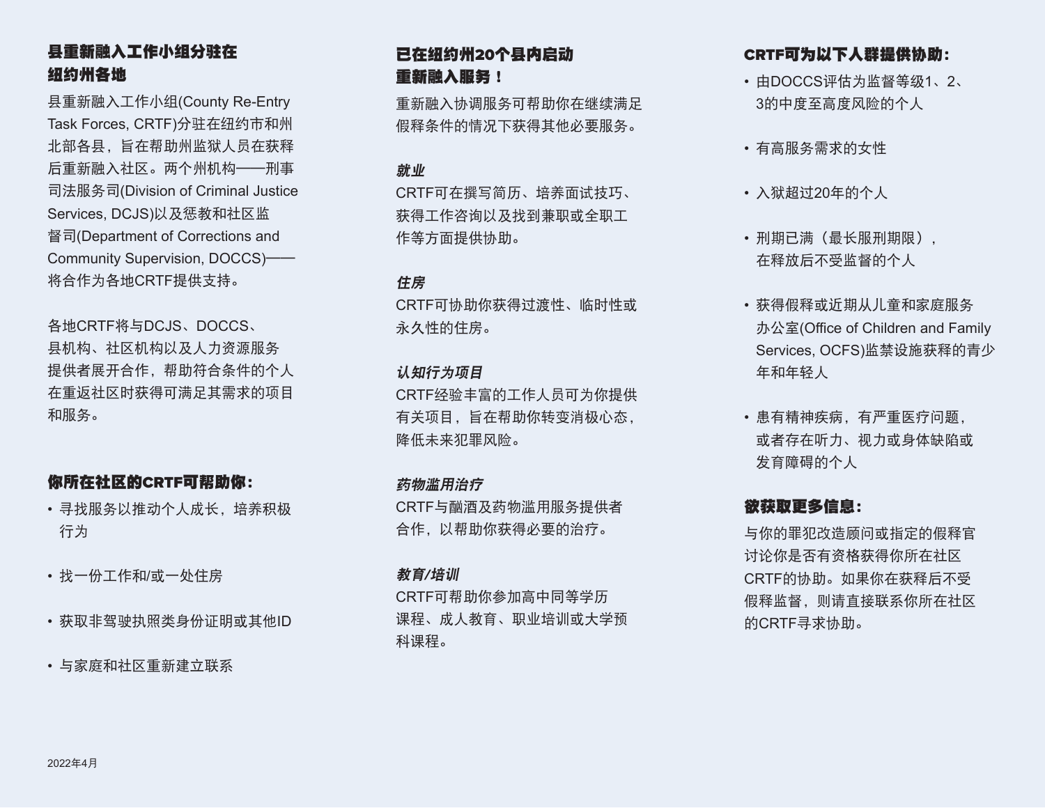## 县重新融入工作小组分驻在纽约州各地

县重新融入工作小组(County Re-Entry Task Forces, CRTF)分驻在纽约市和州北部各县，旨在帮助州监狱人员在获释后重新融入社区。两个州机构——刑事司法服务司(Division of Criminal Justice Services, DCJS)以及惩教和社区监督司(Department of Corrections and Community Supervision, DOCCS)——将合作为各地CRTF提供支持。

各地CRTF将与DCJS、DOCCS、县机构、社区机构以及人力资源服务提供者展开合作，帮助符合条件的个人在重返社区时获得可满足其需求的项目和服务。

## 你所在社区的CRTF可帮助你：

- 寻找服务以推动个人成长，培养积极行为
- 找一份工作和/或一处住房
- 获取非驾驶执照类身份证明或其他ID
- 与家庭和社区重新建立联系

## 已在纽约州20个县内启动重新融入服务！

重新融入协调服务可帮助你在继续满足假释条件的情况下获得其他必要服务。

*就业*
CRTF可在撰写简历、培养面试技巧、获得工作咨询以及找到兼职或全职工作等方面提供协助。

*住房*
CRTF可协助你获得过渡性、临时性或永久性的住房。

*认知行为项目*
CRTF经验丰富的工作人员可为你提供有关项目，旨在帮助你转变消极心态，降低未来犯罪风险。

*药物滥用治疗*
CRTF与酗酒及药物滥用服务提供者合作，以帮助你获得必要的治疗。

*教育/培训*
CRTF可帮助你参加高中同等学历课程、成人教育、职业培训或大学预科课程。

## CRTF可为以下人群提供协助：

- 由DOCCS评估为监督等级1、2、3的中度至高度风险的个人
- 有高服务需求的女性
- 入狱超过20年的个人
- 刑期已满（最长服刑期限），在释放后不受监督的个人
- 获得假释或近期从儿童和家庭服务办公室(Office of Children and Family Services, OCFS)监禁设施获释的青少年和年轻人
- 患有精神疾病，有严重医疗问题，或者存在听力、视力或身体缺陷或发育障碍的个人

## 欲获取更多信息：

与你的罪犯改造顾问或指定的假释官讨论你是否有资格获得你所在社区CRTF的协助。如果你在获释后不受假释监督，则请直接联系你所在社区的CRTF寻求协助。

2022年4月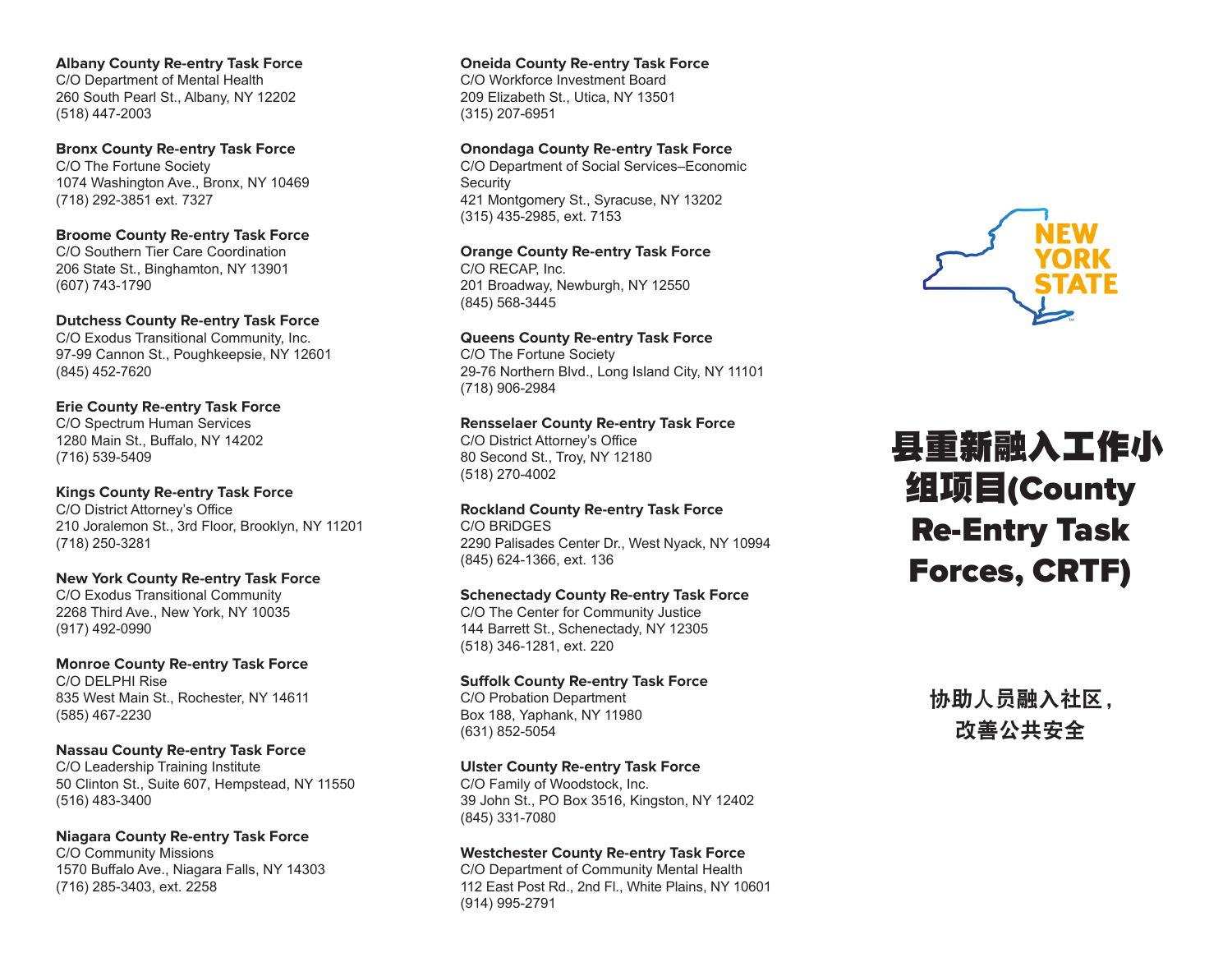**Albany County Re-entry Task Force**
C/O Department of Mental Health
260 South Pearl St., Albany, NY 12202
(518) 447-2003

**Bronx County Re-entry Task Force**
C/O The Fortune Society
1074 Washington Ave., Bronx, NY 10469
(718) 292-3851 ext. 7327

**Broome County Re-entry Task Force**
C/O Southern Tier Care Coordination
206 State St., Binghamton, NY 13901
(607) 743-1790

**Dutchess County Re-entry Task Force**
C/O Exodus Transitional Community, Inc.
97-99 Cannon St., Poughkeepsie, NY 12601
(845) 452-7620

**Erie County Re-entry Task Force**
C/O Spectrum Human Services
1280 Main St., Buffalo, NY 14202
(716) 539-5409

**Kings County Re-entry Task Force**
C/O District Attorney's Office
210 Joralemon St., 3rd Floor, Brooklyn, NY 11201
(718) 250-3281

**New York County Re-entry Task Force**
C/O Exodus Transitional Community
2268 Third Ave., New York, NY 10035
(917) 492-0990

**Monroe County Re-entry Task Force**
C/O DELPHI Rise
835 West Main St., Rochester, NY 14611
(585) 467-2230

**Nassau County Re-entry Task Force**
C/O Leadership Training Institute
50 Clinton St., Suite 607, Hempstead, NY 11550
(516) 483-3400

**Niagara County Re-entry Task Force**
C/O Community Missions
1570 Buffalo Ave., Niagara Falls, NY 14303
(716) 285-3403, ext. 2258

**Oneida County Re-entry Task Force**
C/O Workforce Investment Board
209 Elizabeth St., Utica, NY 13501
(315) 207-6951

**Onondaga County Re-entry Task Force**
C/O Department of Social Services–Economic Security
421 Montgomery St., Syracuse, NY 13202
(315) 435-2985, ext. 7153

**Orange County Re-entry Task Force**
C/O RECAP, Inc.
201 Broadway, Newburgh, NY 12550
(845) 568-3445

**Queens County Re-entry Task Force**
C/O The Fortune Society
29-76 Northern Blvd., Long Island City, NY 11101
(718) 906-2984

**Rensselaer County Re-entry Task Force**
C/O District Attorney's Office
80 Second St., Troy, NY 12180
(518) 270-4002

**Rockland County Re-entry Task Force**
C/O BRiDGES
2290 Palisades Center Dr., West Nyack, NY 10994
(845) 624-1366, ext. 136

**Schenectady County Re-entry Task Force**
C/O The Center for Community Justice
144 Barrett St., Schenectady, NY 12305
(518) 346-1281, ext. 220

**Suffolk County Re-entry Task Force**
C/O Probation Department
Box 188, Yaphank, NY 11980
(631) 852-5054

**Ulster County Re-entry Task Force**
C/O Family of Woodstock, Inc.
39 John St., PO Box 3516, Kingston, NY 12402
(845) 331-7080

**Westchester County Re-entry Task Force**
C/O Department of Community Mental Health
112 East Post Rd., 2nd Fl., White Plains, NY 10601
(914) 995-2791

NEW YORK STATE

# 县重新融入工作小组项目(County Re-Entry Task Forces, CRTF)

**协助人员融入社区，改善公共安全**